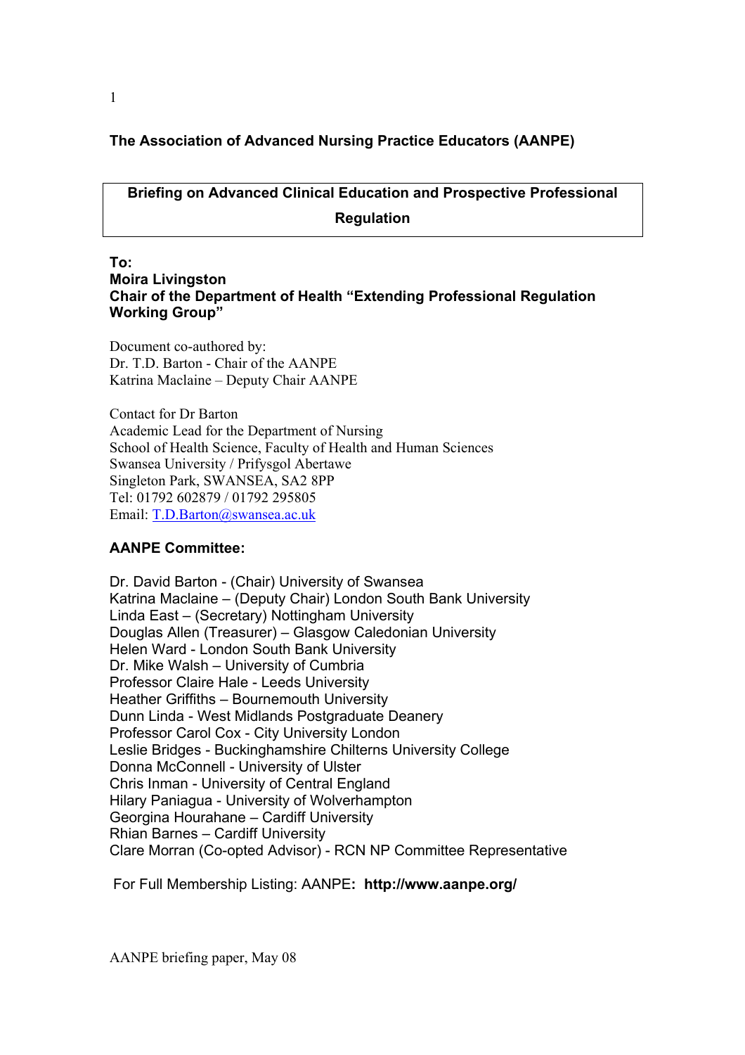**The Association of Advanced Nursing Practice Educators (AANPE)**

## Briefing on Advanced Clinical Education and Prospective Professional Regulation

**To:**
**Moira Livingston**
**Chair of the Department of Health "Extending Professional Regulation Working Group"**

Document co-authored by:
Dr. T.D. Barton - Chair of the AANPE
Katrina Maclaine – Deputy Chair AANPE

Contact for Dr Barton
Academic Lead for the Department of Nursing
School of Health Science, Faculty of Health and Human Sciences
Swansea University / Prifysgol Abertawe
Singleton Park, SWANSEA, SA2 8PP
Tel: 01792 602879 / 01792 295805
Email: T.D.Barton@swansea.ac.uk

**AANPE Committee:**

Dr. David Barton - (Chair) University of Swansea
Katrina Maclaine – (Deputy Chair) London South Bank University
Linda East – (Secretary) Nottingham University
Douglas Allen (Treasurer) – Glasgow Caledonian University
Helen Ward - London South Bank University
Dr. Mike Walsh – University of Cumbria
Professor Claire Hale - Leeds University
Heather Griffiths – Bournemouth University
Dunn Linda - West Midlands Postgraduate Deanery
Professor Carol Cox - City University London
Leslie Bridges - Buckinghamshire Chilterns University College
Donna McConnell - University of Ulster
Chris Inman - University of Central England
Hilary Paniagua - University of Wolverhampton
Georgina Hourahane – Cardiff University
Rhian Barnes – Cardiff University
Clare Morran (Co-opted Advisor) - RCN NP Committee Representative

For Full Membership Listing: AANPE**: http://www.aanpe.org/**

AANPE briefing paper, May 08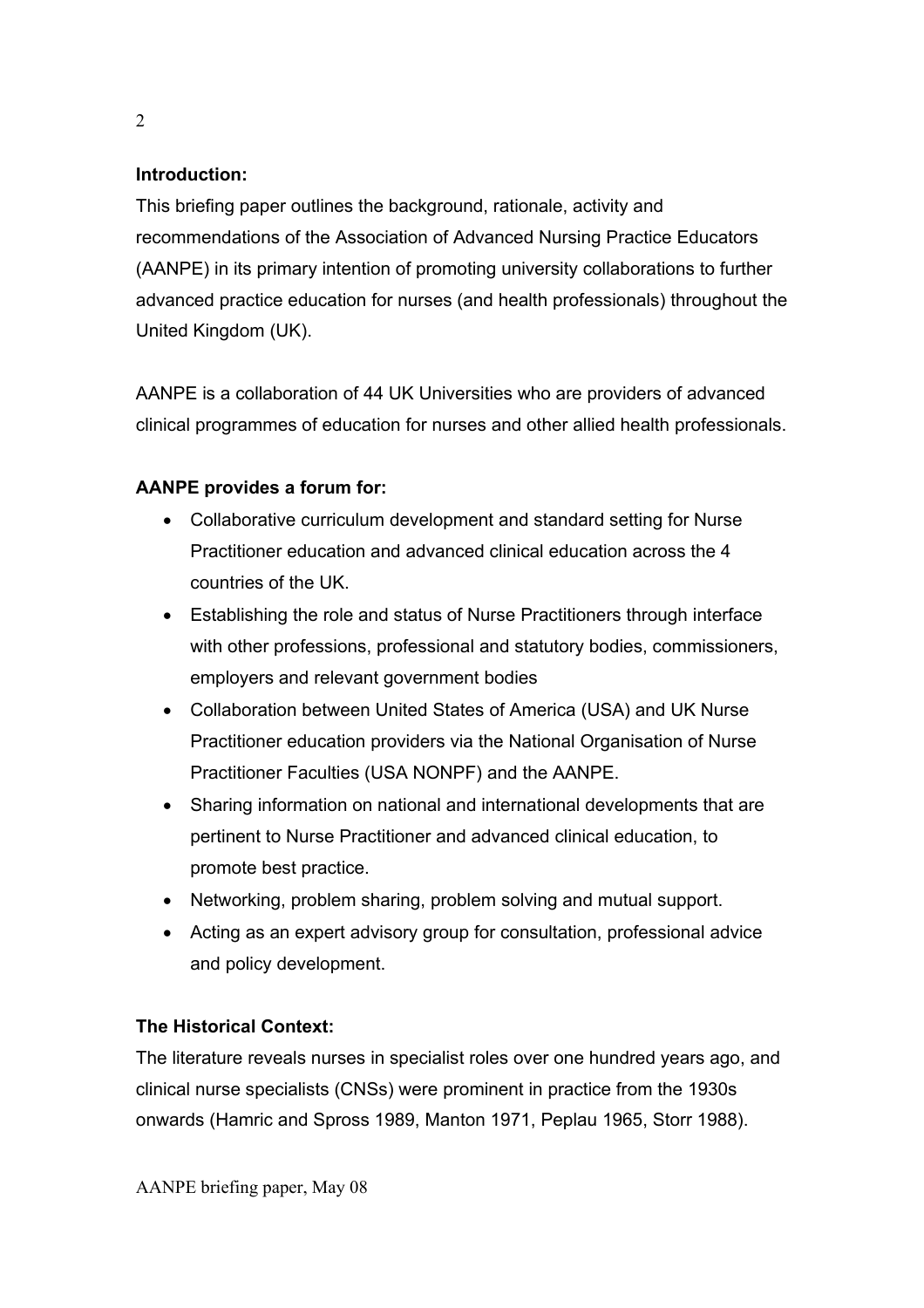**Introduction:**

This briefing paper outlines the background, rationale, activity and recommendations of the Association of Advanced Nursing Practice Educators (AANPE) in its primary intention of promoting university collaborations to further advanced practice education for nurses (and health professionals) throughout the United Kingdom (UK).

AANPE is a collaboration of 44 UK Universities who are providers of advanced clinical programmes of education for nurses and other allied health professionals.

**AANPE provides a forum for:**

- Collaborative curriculum development and standard setting for Nurse Practitioner education and advanced clinical education across the 4 countries of the UK.
- Establishing the role and status of Nurse Practitioners through interface with other professions, professional and statutory bodies, commissioners, employers and relevant government bodies
- Collaboration between United States of America (USA) and UK Nurse Practitioner education providers via the National Organisation of Nurse Practitioner Faculties (USA NONPF) and the AANPE.
- Sharing information on national and international developments that are pertinent to Nurse Practitioner and advanced clinical education, to promote best practice.
- Networking, problem sharing, problem solving and mutual support.
- Acting as an expert advisory group for consultation, professional advice and policy development.

**The Historical Context:**

The literature reveals nurses in specialist roles over one hundred years ago, and clinical nurse specialists (CNSs) were prominent in practice from the 1930s onwards (Hamric and Spross 1989, Manton 1971, Peplau 1965, Storr 1988).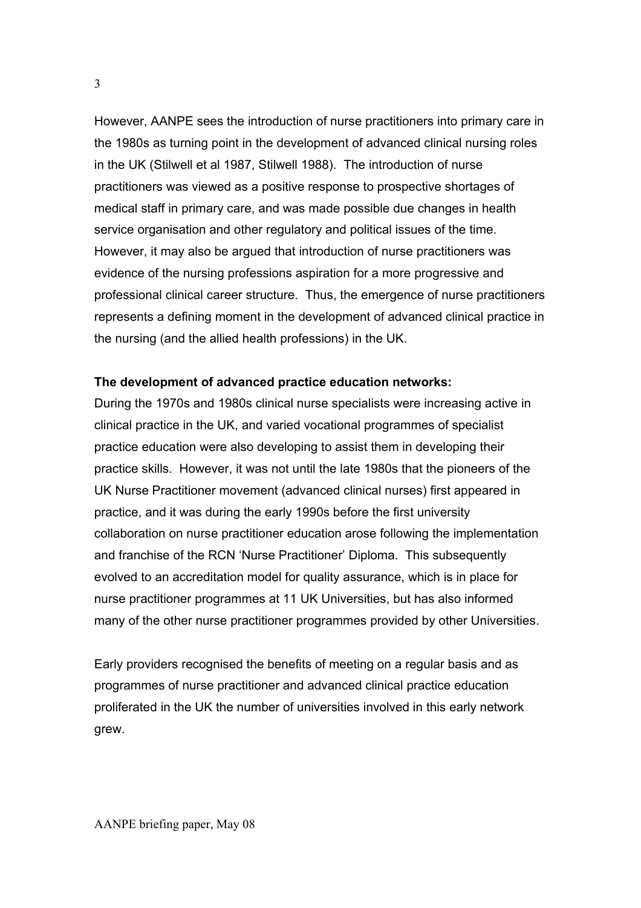However, AANPE sees the introduction of nurse practitioners into primary care in the 1980s as turning point in the development of advanced clinical nursing roles in the UK (Stilwell et al 1987, Stilwell 1988). The introduction of nurse practitioners was viewed as a positive response to prospective shortages of medical staff in primary care, and was made possible due changes in health service organisation and other regulatory and political issues of the time. However, it may also be argued that introduction of nurse practitioners was evidence of the nursing professions aspiration for a more progressive and professional clinical career structure. Thus, the emergence of nurse practitioners represents a defining moment in the development of advanced clinical practice in the nursing (and the allied health professions) in the UK.

**The development of advanced practice education networks:**

During the 1970s and 1980s clinical nurse specialists were increasing active in clinical practice in the UK, and varied vocational programmes of specialist practice education were also developing to assist them in developing their practice skills. However, it was not until the late 1980s that the pioneers of the UK Nurse Practitioner movement (advanced clinical nurses) first appeared in practice, and it was during the early 1990s before the first university collaboration on nurse practitioner education arose following the implementation and franchise of the RCN 'Nurse Practitioner' Diploma. This subsequently evolved to an accreditation model for quality assurance, which is in place for nurse practitioner programmes at 11 UK Universities, but has also informed many of the other nurse practitioner programmes provided by other Universities.

Early providers recognised the benefits of meeting on a regular basis and as programmes of nurse practitioner and advanced clinical practice education proliferated in the UK the number of universities involved in this early network grew.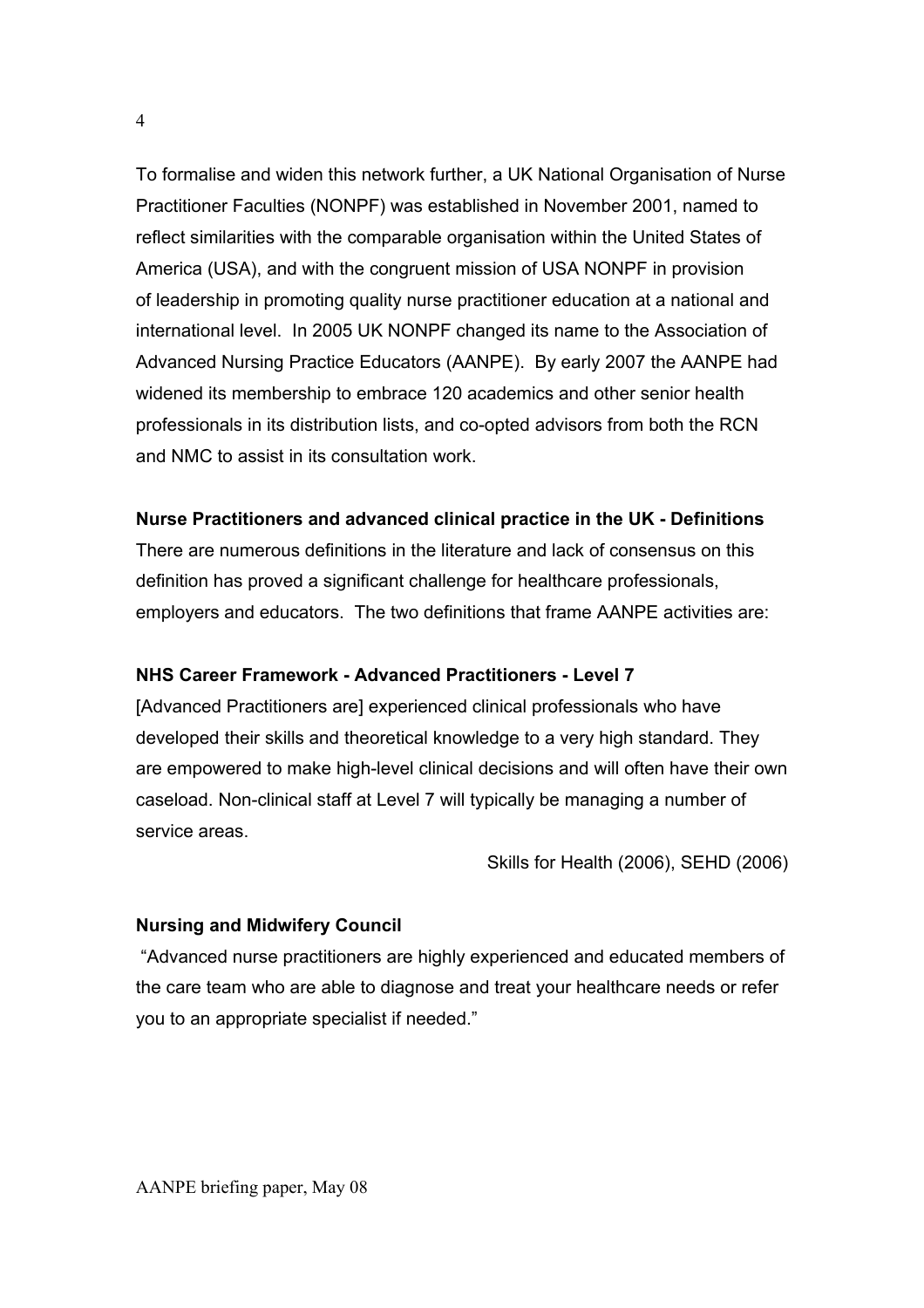To formalise and widen this network further, a UK National Organisation of Nurse Practitioner Faculties (NONPF) was established in November 2001, named to reflect similarities with the comparable organisation within the United States of America (USA), and with the congruent mission of USA NONPF in provision of leadership in promoting quality nurse practitioner education at a national and international level. In 2005 UK NONPF changed its name to the Association of Advanced Nursing Practice Educators (AANPE). By early 2007 the AANPE had widened its membership to embrace 120 academics and other senior health professionals in its distribution lists, and co-opted advisors from both the RCN and NMC to assist in its consultation work.

**Nurse Practitioners and advanced clinical practice in the UK - Definitions**

There are numerous definitions in the literature and lack of consensus on this definition has proved a significant challenge for healthcare professionals, employers and educators. The two definitions that frame AANPE activities are:

**NHS Career Framework - Advanced Practitioners - Level 7**

[Advanced Practitioners are] experienced clinical professionals who have developed their skills and theoretical knowledge to a very high standard. They are empowered to make high-level clinical decisions and will often have their own caseload. Non-clinical staff at Level 7 will typically be managing a number of service areas.

Skills for Health (2006), SEHD (2006)

**Nursing and Midwifery Council**

"Advanced nurse practitioners are highly experienced and educated members of the care team who are able to diagnose and treat your healthcare needs or refer you to an appropriate specialist if needed."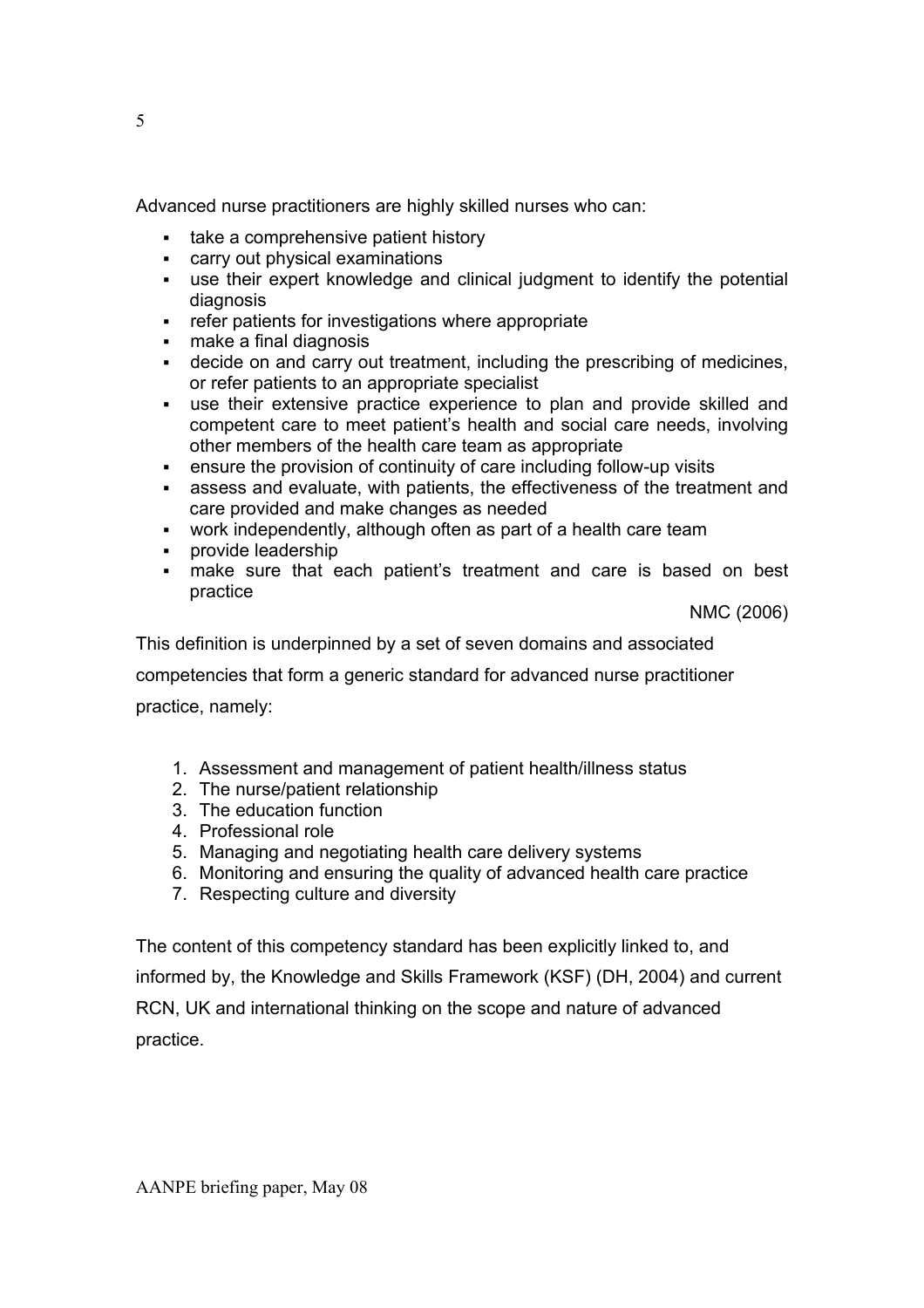Advanced nurse practitioners are highly skilled nurses who can:

- take a comprehensive patient history
- carry out physical examinations
- use their expert knowledge and clinical judgment to identify the potential diagnosis
- refer patients for investigations where appropriate
- make a final diagnosis
- decide on and carry out treatment, including the prescribing of medicines, or refer patients to an appropriate specialist
- use their extensive practice experience to plan and provide skilled and competent care to meet patient's health and social care needs, involving other members of the health care team as appropriate
- ensure the provision of continuity of care including follow-up visits
- assess and evaluate, with patients, the effectiveness of the treatment and care provided and make changes as needed
- work independently, although often as part of a health care team
- provide leadership
- make sure that each patient's treatment and care is based on best practice

NMC (2006)

This definition is underpinned by a set of seven domains and associated competencies that form a generic standard for advanced nurse practitioner practice, namely:

1. Assessment and management of patient health/illness status
2. The nurse/patient relationship
3. The education function
4. Professional role
5. Managing and negotiating health care delivery systems
6. Monitoring and ensuring the quality of advanced health care practice
7. Respecting culture and diversity

The content of this competency standard has been explicitly linked to, and informed by, the Knowledge and Skills Framework (KSF) (DH, 2004) and current RCN, UK and international thinking on the scope and nature of advanced practice.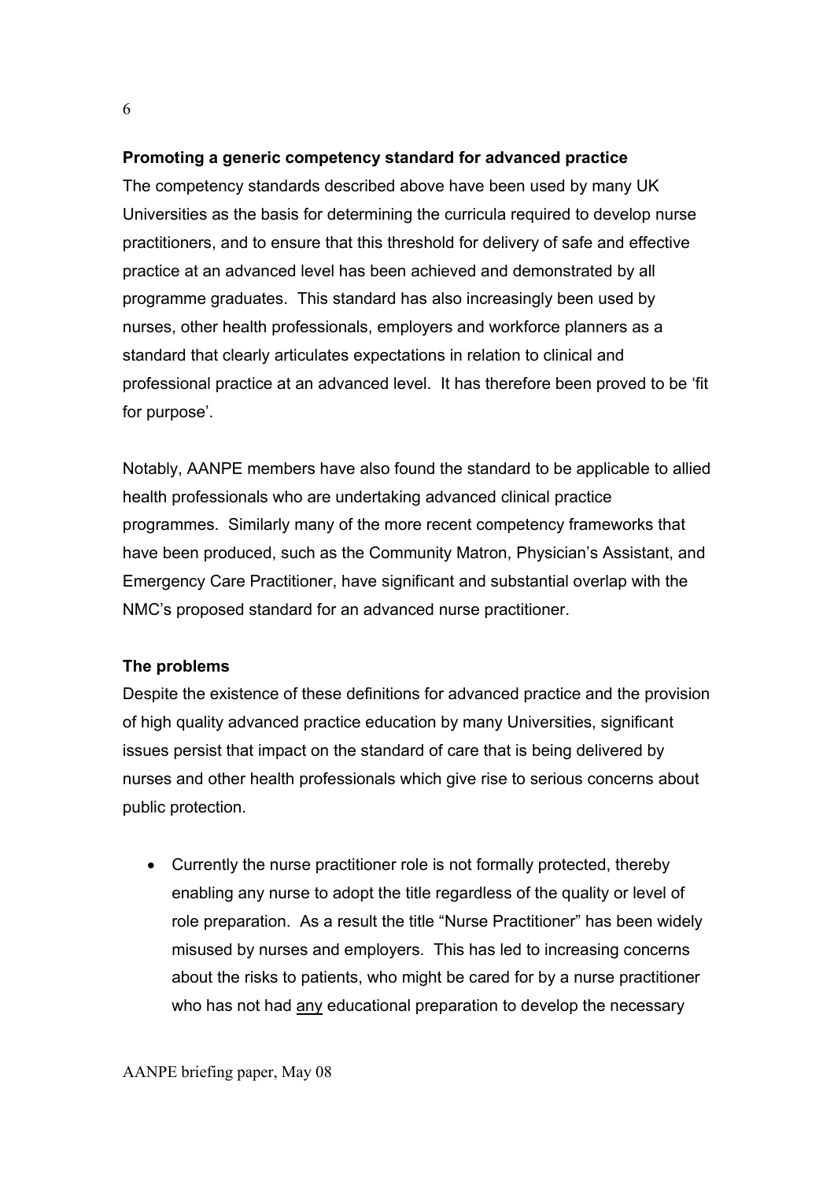**Promoting a generic competency standard for advanced practice**

The competency standards described above have been used by many UK Universities as the basis for determining the curricula required to develop nurse practitioners, and to ensure that this threshold for delivery of safe and effective practice at an advanced level has been achieved and demonstrated by all programme graduates. This standard has also increasingly been used by nurses, other health professionals, employers and workforce planners as a standard that clearly articulates expectations in relation to clinical and professional practice at an advanced level. It has therefore been proved to be 'fit for purpose'.

Notably, AANPE members have also found the standard to be applicable to allied health professionals who are undertaking advanced clinical practice programmes. Similarly many of the more recent competency frameworks that have been produced, such as the Community Matron, Physician's Assistant, and Emergency Care Practitioner, have significant and substantial overlap with the NMC's proposed standard for an advanced nurse practitioner.

**The problems**

Despite the existence of these definitions for advanced practice and the provision of high quality advanced practice education by many Universities, significant issues persist that impact on the standard of care that is being delivered by nurses and other health professionals which give rise to serious concerns about public protection.

- Currently the nurse practitioner role is not formally protected, thereby enabling any nurse to adopt the title regardless of the quality or level of role preparation. As a result the title "Nurse Practitioner" has been widely misused by nurses and employers. This has led to increasing concerns about the risks to patients, who might be cared for by a nurse practitioner who has not had <u>any</u> educational preparation to develop the necessary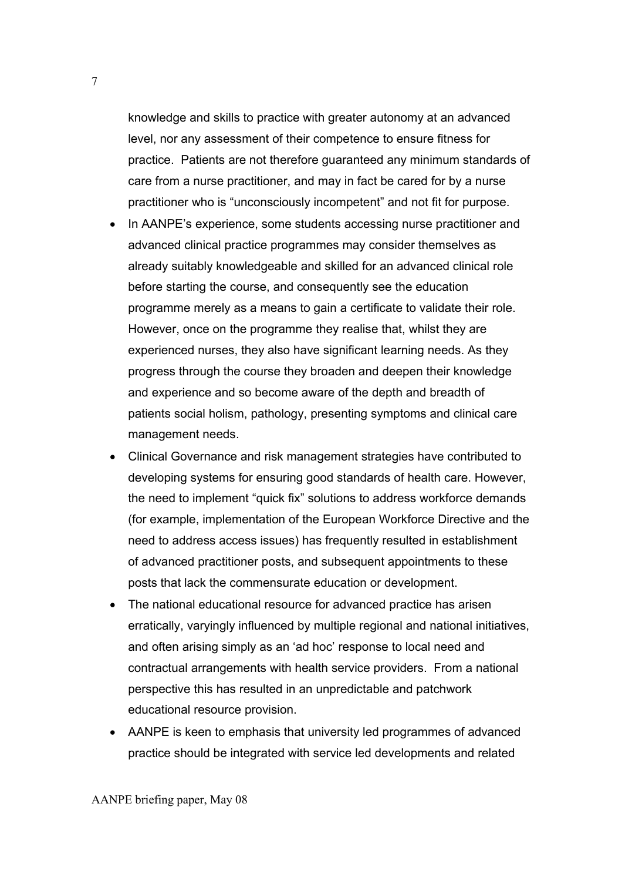knowledge and skills to practice with greater autonomy at an advanced level, nor any assessment of their competence to ensure fitness for practice. Patients are not therefore guaranteed any minimum standards of care from a nurse practitioner, and may in fact be cared for by a nurse practitioner who is "unconsciously incompetent" and not fit for purpose.

- In AANPE's experience, some students accessing nurse practitioner and advanced clinical practice programmes may consider themselves as already suitably knowledgeable and skilled for an advanced clinical role before starting the course, and consequently see the education programme merely as a means to gain a certificate to validate their role. However, once on the programme they realise that, whilst they are experienced nurses, they also have significant learning needs. As they progress through the course they broaden and deepen their knowledge and experience and so become aware of the depth and breadth of patients social holism, pathology, presenting symptoms and clinical care management needs.
- Clinical Governance and risk management strategies have contributed to developing systems for ensuring good standards of health care. However, the need to implement "quick fix" solutions to address workforce demands (for example, implementation of the European Workforce Directive and the need to address access issues) has frequently resulted in establishment of advanced practitioner posts, and subsequent appointments to these posts that lack the commensurate education or development.
- The national educational resource for advanced practice has arisen erratically, varyingly influenced by multiple regional and national initiatives, and often arising simply as an 'ad hoc' response to local need and contractual arrangements with health service providers. From a national perspective this has resulted in an unpredictable and patchwork educational resource provision.
- AANPE is keen to emphasis that university led programmes of advanced practice should be integrated with service led developments and related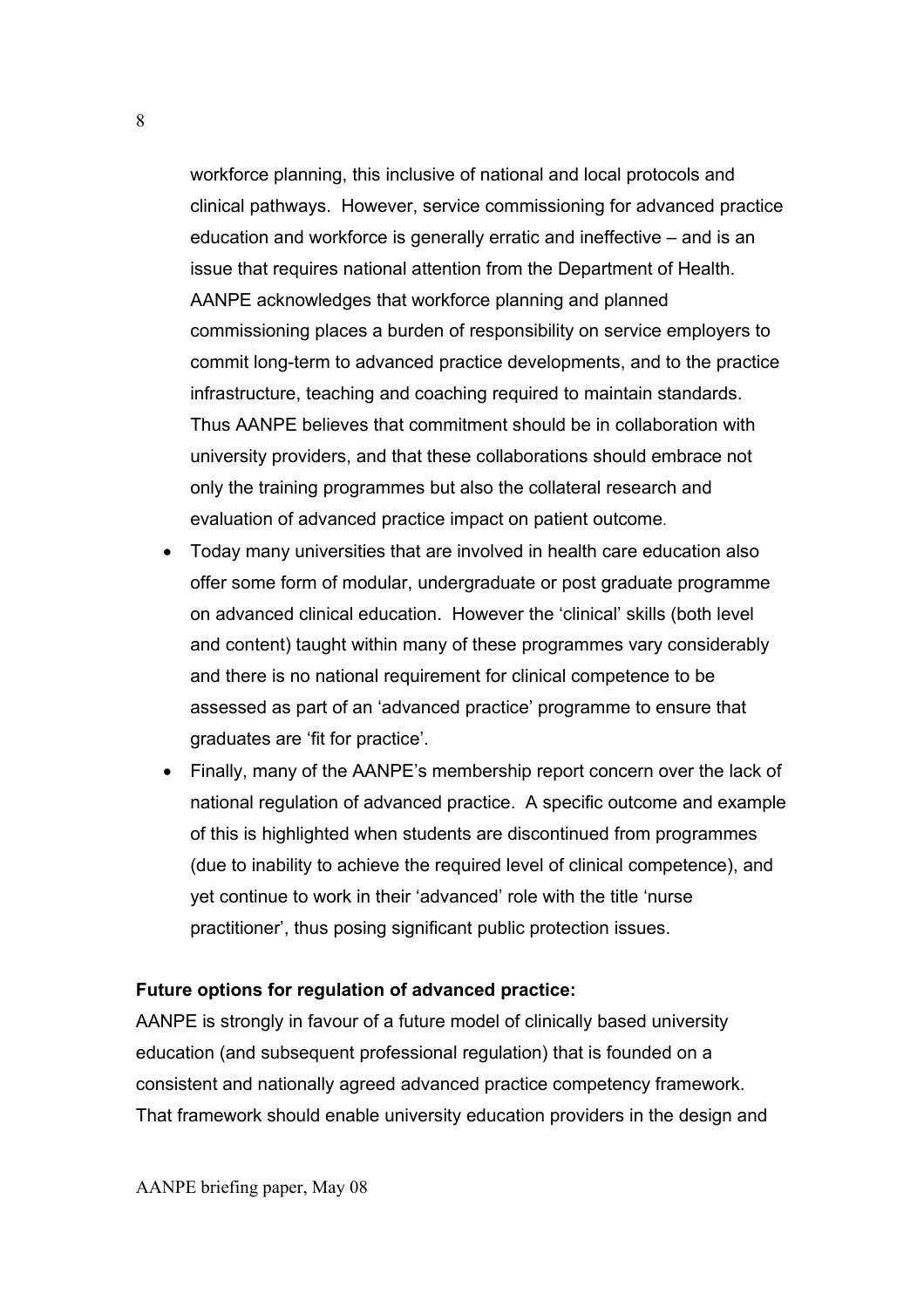workforce planning, this inclusive of national and local protocols and clinical pathways. However, service commissioning for advanced practice education and workforce is generally erratic and ineffective – and is an issue that requires national attention from the Department of Health. AANPE acknowledges that workforce planning and planned commissioning places a burden of responsibility on service employers to commit long-term to advanced practice developments, and to the practice infrastructure, teaching and coaching required to maintain standards. Thus AANPE believes that commitment should be in collaboration with university providers, and that these collaborations should embrace not only the training programmes but also the collateral research and evaluation of advanced practice impact on patient outcome.

- Today many universities that are involved in health care education also offer some form of modular, undergraduate or post graduate programme on advanced clinical education. However the 'clinical' skills (both level and content) taught within many of these programmes vary considerably and there is no national requirement for clinical competence to be assessed as part of an 'advanced practice' programme to ensure that graduates are 'fit for practice'.
- Finally, many of the AANPE's membership report concern over the lack of national regulation of advanced practice. A specific outcome and example of this is highlighted when students are discontinued from programmes (due to inability to achieve the required level of clinical competence), and yet continue to work in their 'advanced' role with the title 'nurse practitioner', thus posing significant public protection issues.

**Future options for regulation of advanced practice:**

AANPE is strongly in favour of a future model of clinically based university education (and subsequent professional regulation) that is founded on a consistent and nationally agreed advanced practice competency framework. That framework should enable university education providers in the design and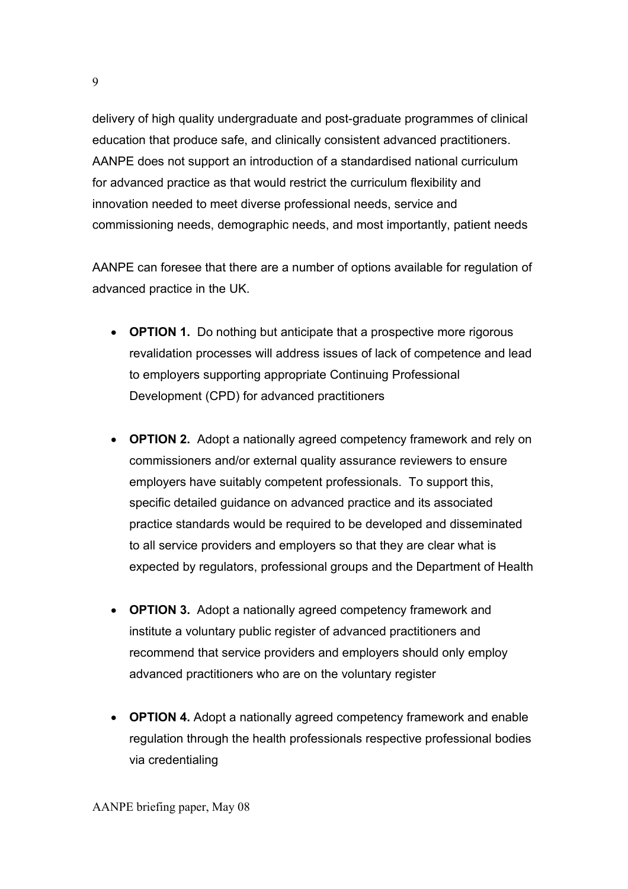delivery of high quality undergraduate and post-graduate programmes of clinical education that produce safe, and clinically consistent advanced practitioners. AANPE does not support an introduction of a standardised national curriculum for advanced practice as that would restrict the curriculum flexibility and innovation needed to meet diverse professional needs, service and commissioning needs, demographic needs, and most importantly, patient needs

AANPE can foresee that there are a number of options available for regulation of advanced practice in the UK.

- **OPTION 1.** Do nothing but anticipate that a prospective more rigorous revalidation processes will address issues of lack of competence and lead to employers supporting appropriate Continuing Professional Development (CPD) for advanced practitioners

- **OPTION 2.** Adopt a nationally agreed competency framework and rely on commissioners and/or external quality assurance reviewers to ensure employers have suitably competent professionals. To support this, specific detailed guidance on advanced practice and its associated practice standards would be required to be developed and disseminated to all service providers and employers so that they are clear what is expected by regulators, professional groups and the Department of Health

- **OPTION 3.** Adopt a nationally agreed competency framework and institute a voluntary public register of advanced practitioners and recommend that service providers and employers should only employ advanced practitioners who are on the voluntary register

- **OPTION 4.** Adopt a nationally agreed competency framework and enable regulation through the health professionals respective professional bodies via credentialing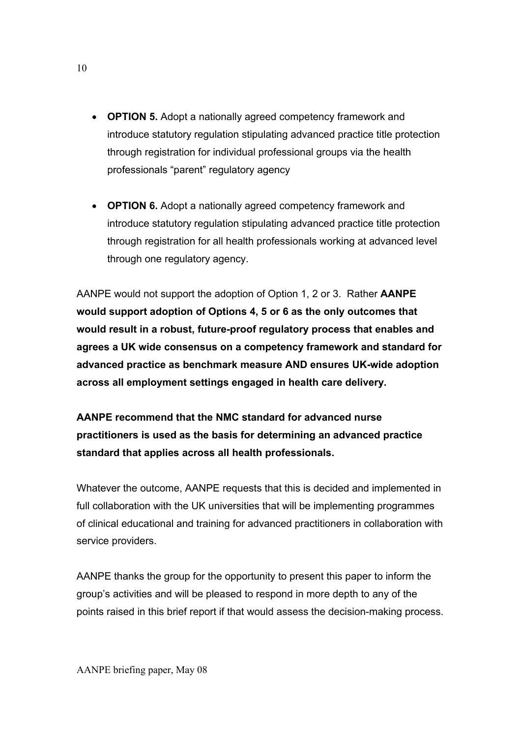- **OPTION 5.** Adopt a nationally agreed competency framework and introduce statutory regulation stipulating advanced practice title protection through registration for individual professional groups via the health professionals "parent" regulatory agency

- **OPTION 6.** Adopt a nationally agreed competency framework and introduce statutory regulation stipulating advanced practice title protection through registration for all health professionals working at advanced level through one regulatory agency.

AANPE would not support the adoption of Option 1, 2 or 3. Rather **AANPE would support adoption of Options 4, 5 or 6 as the only outcomes that would result in a robust, future-proof regulatory process that enables and agrees a UK wide consensus on a competency framework and standard for advanced practice as benchmark measure AND ensures UK-wide adoption across all employment settings engaged in health care delivery.**

**AANPE recommend that the NMC standard for advanced nurse practitioners is used as the basis for determining an advanced practice standard that applies across all health professionals.**

Whatever the outcome, AANPE requests that this is decided and implemented in full collaboration with the UK universities that will be implementing programmes of clinical educational and training for advanced practitioners in collaboration with service providers.

AANPE thanks the group for the opportunity to present this paper to inform the group's activities and will be pleased to respond in more depth to any of the points raised in this brief report if that would assess the decision-making process.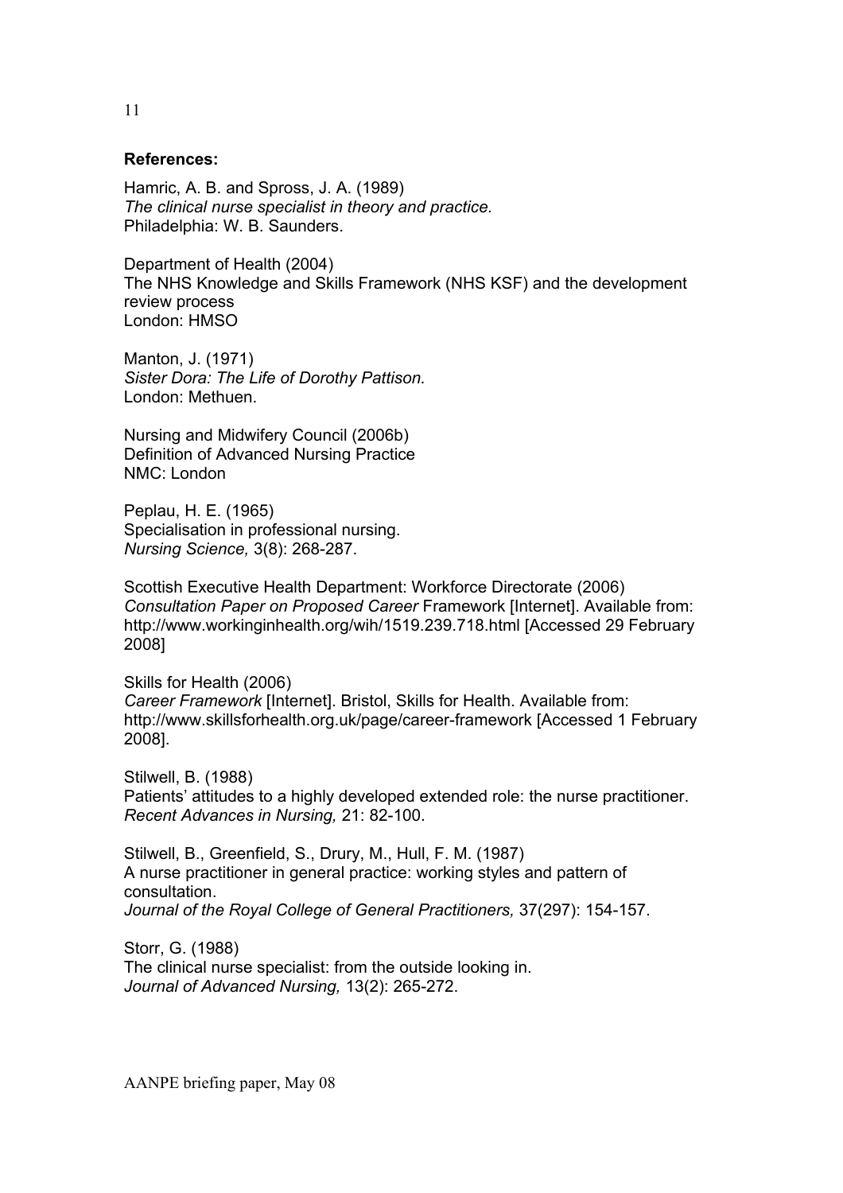**References:**

Hamric, A. B. and Spross, J. A. (1989)
*The clinical nurse specialist in theory and practice.*
Philadelphia: W. B. Saunders.

Department of Health (2004)
The NHS Knowledge and Skills Framework (NHS KSF) and the development review process
London: HMSO

Manton, J. (1971)
*Sister Dora: The Life of Dorothy Pattison.*
London: Methuen.

Nursing and Midwifery Council (2006b)
Definition of Advanced Nursing Practice
NMC: London

Peplau, H. E. (1965)
Specialisation in professional nursing.
*Nursing Science,* 3(8): 268-287.

Scottish Executive Health Department: Workforce Directorate (2006)
*Consultation Paper on Proposed Career* Framework [Internet]. Available from: http://www.workinginhealth.org/wih/1519.239.718.html [Accessed 29 February 2008]

Skills for Health (2006)
*Career Framework* [Internet]. Bristol, Skills for Health. Available from: http://www.skillsforhealth.org.uk/page/career-framework [Accessed 1 February 2008].

Stilwell, B. (1988)
Patients' attitudes to a highly developed extended role: the nurse practitioner.
*Recent Advances in Nursing,* 21: 82-100.

Stilwell, B., Greenfield, S., Drury, M., Hull, F. M. (1987)
A nurse practitioner in general practice: working styles and pattern of consultation.
*Journal of the Royal College of General Practitioners,* 37(297): 154-157.

Storr, G. (1988)
The clinical nurse specialist: from the outside looking in.
*Journal of Advanced Nursing,* 13(2): 265-272.